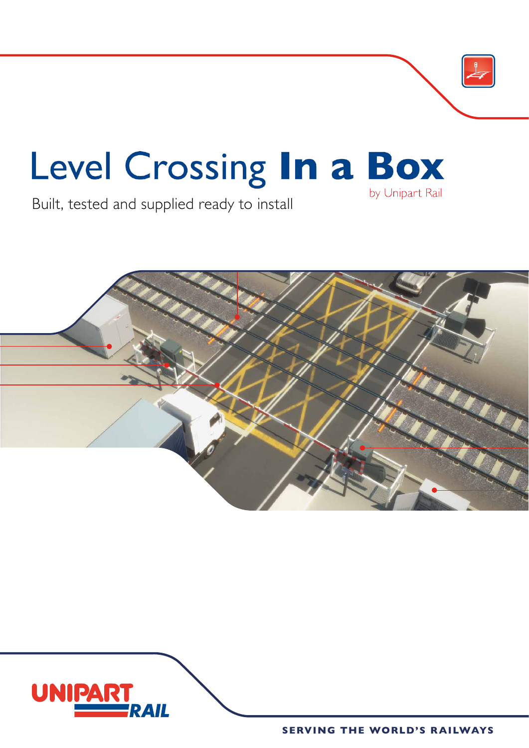# Level Crossing **In a Box**

by Unipart Rail

Built, tested and supplied ready to install

UNIPART RAIL

SERVING THE WORLD'S RAILWAYS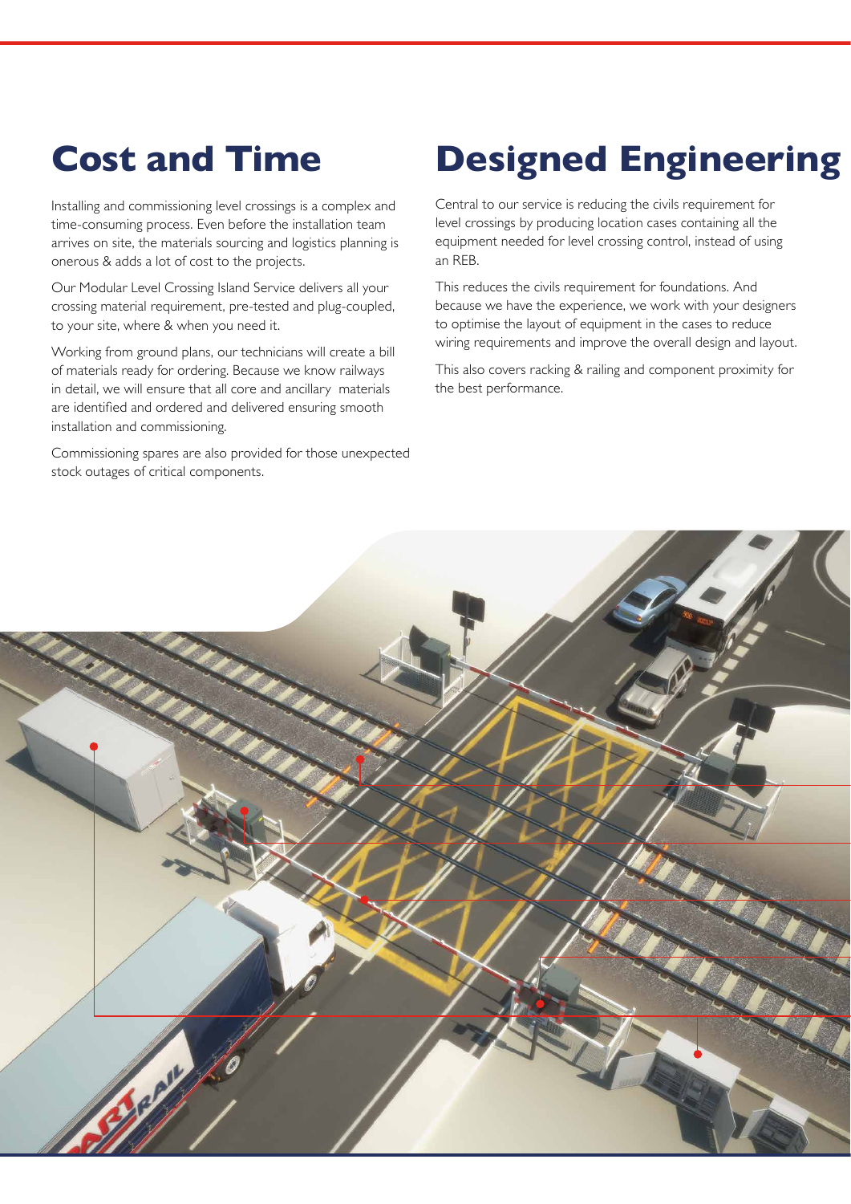# Cost and Time

Installing and commissioning level crossings is a complex and time-consuming process. Even before the installation team arrives on site, the materials sourcing and logistics planning is onerous & adds a lot of cost to the projects.

Our Modular Level Crossing Island Service delivers all your crossing material requirement, pre-tested and plug-coupled, to your site, where & when you need it.

Working from ground plans, our technicians will create a bill of materials ready for ordering. Because we know railways in detail, we will ensure that all core and ancillary materials are identified and ordered and delivered ensuring smooth installation and commissioning.

Commissioning spares are also provided for those unexpected stock outages of critical components.

# Designed Engineering

Central to our service is reducing the civils requirement for level crossings by producing location cases containing all the equipment needed for level crossing control, instead of using an REB.

This reduces the civils requirement for foundations. And because we have the experience, we work with your designers to optimise the layout of equipment in the cases to reduce wiring requirements and improve the overall design and layout.

This also covers racking & railing and component proximity for the best performance.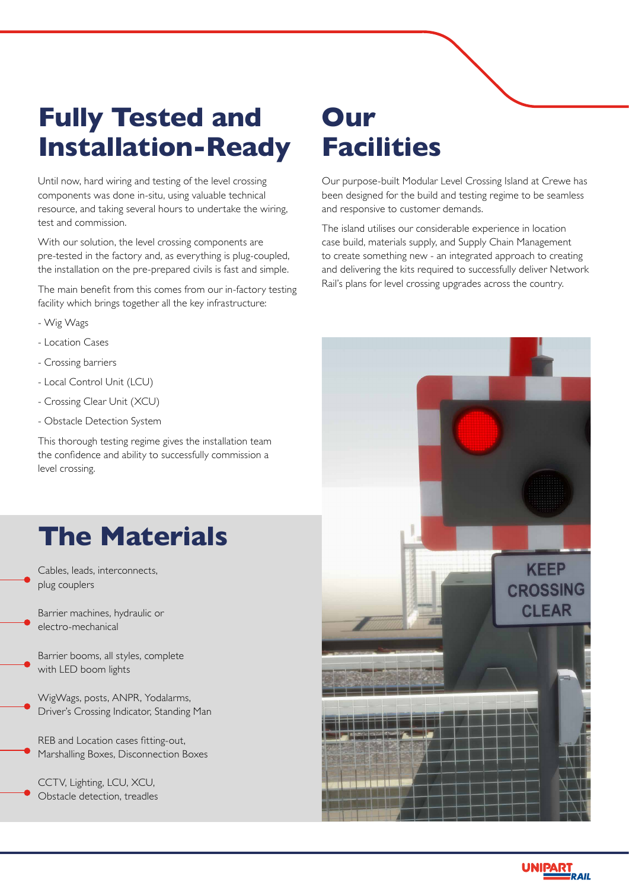# Fully Tested and Installation-Ready

Until now, hard wiring and testing of the level crossing components was done in-situ, using valuable technical resource, and taking several hours to undertake the wiring, test and commission.

With our solution, the level crossing components are pre-tested in the factory and, as everything is plug-coupled, the installation on the pre-prepared civils is fast and simple.

The main benefit from this comes from our in-factory testing facility which brings together all the key infrastructure:

- Wig Wags
- Location Cases
- Crossing barriers
- Local Control Unit (LCU)
- Crossing Clear Unit (XCU)
- Obstacle Detection System

This thorough testing regime gives the installation team the confidence and ability to successfully commission a level crossing.

# The Materials

- Cables, leads, interconnects, plug couplers
- Barrier machines, hydraulic or electro-mechanical
- Barrier booms, all styles, complete with LED boom lights
- WigWags, posts, ANPR, Yodalarms, Driver's Crossing Indicator, Standing Man
- REB and Location cases fitting-out, Marshalling Boxes, Disconnection Boxes
- CCTV, Lighting, LCU, XCU, Obstacle detection, treadles

# Our Facilities

Our purpose-built Modular Level Crossing Island at Crewe has been designed for the build and testing regime to be seamless and responsive to customer demands.

The island utilises our considerable experience in location case build, materials supply, and Supply Chain Management to create something new - an integrated approach to creating and delivering the kits required to successfully deliver Network Rail's plans for level crossing upgrades across the country.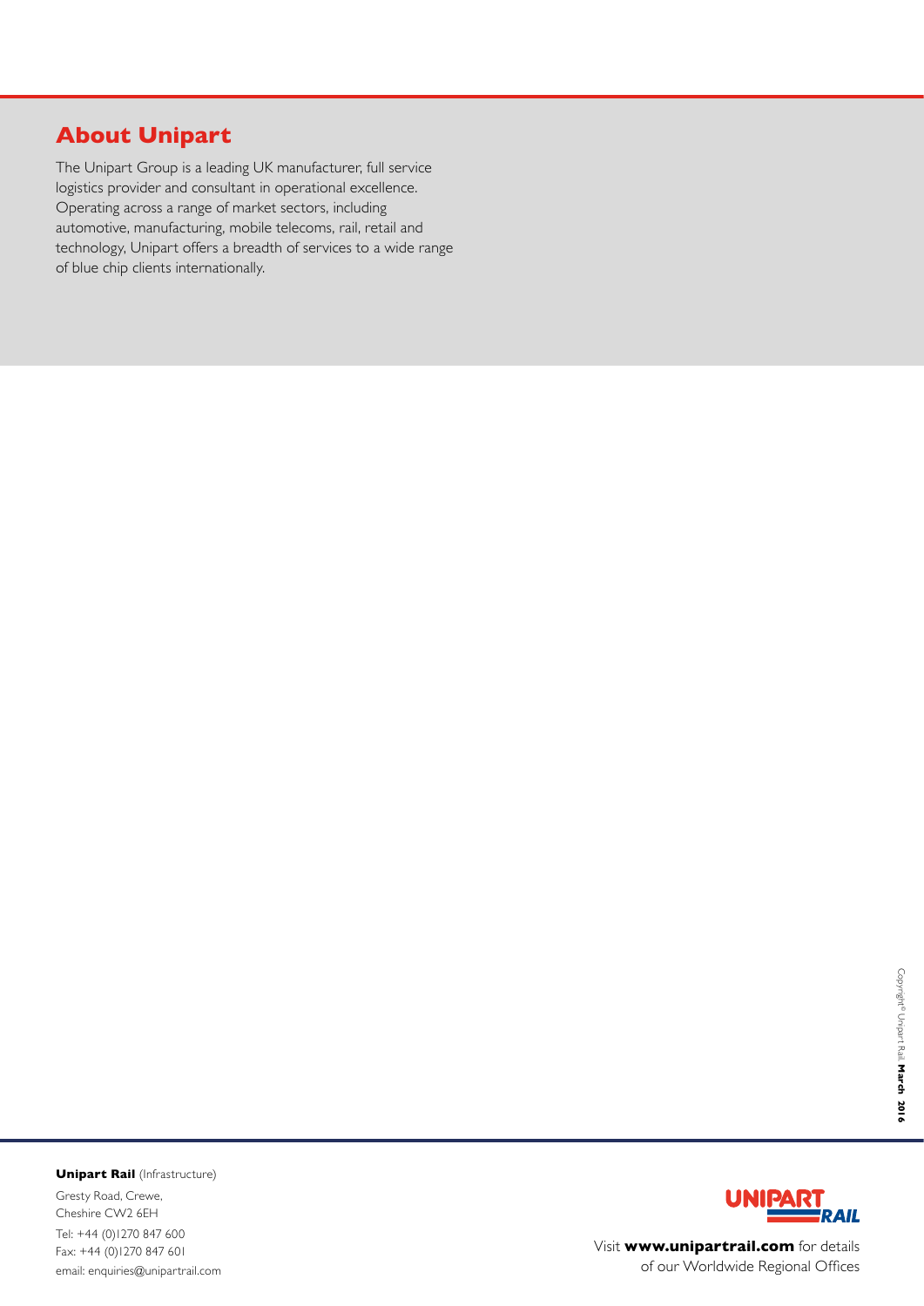## About Unipart

The Unipart Group is a leading UK manufacturer, full service logistics provider and consultant in operational excellence. Operating across a range of market sectors, including automotive, manufacturing, mobile telecoms, rail, retail and technology, Unipart offers a breadth of services to a wide range of blue chip clients internationally.

Copyright© Unipart Rail **March 2016**

**Unipart Rail** (Infrastructure)

Gresty Road, Crewe,
Cheshire CW2 6EH

Tel: +44 (0)1270 847 600
Fax: +44 (0)1270 847 601
email: enquiries@unipartrail.com

UNIPART RAIL

Visit **www.unipartrail.com** for details of our Worldwide Regional Offices